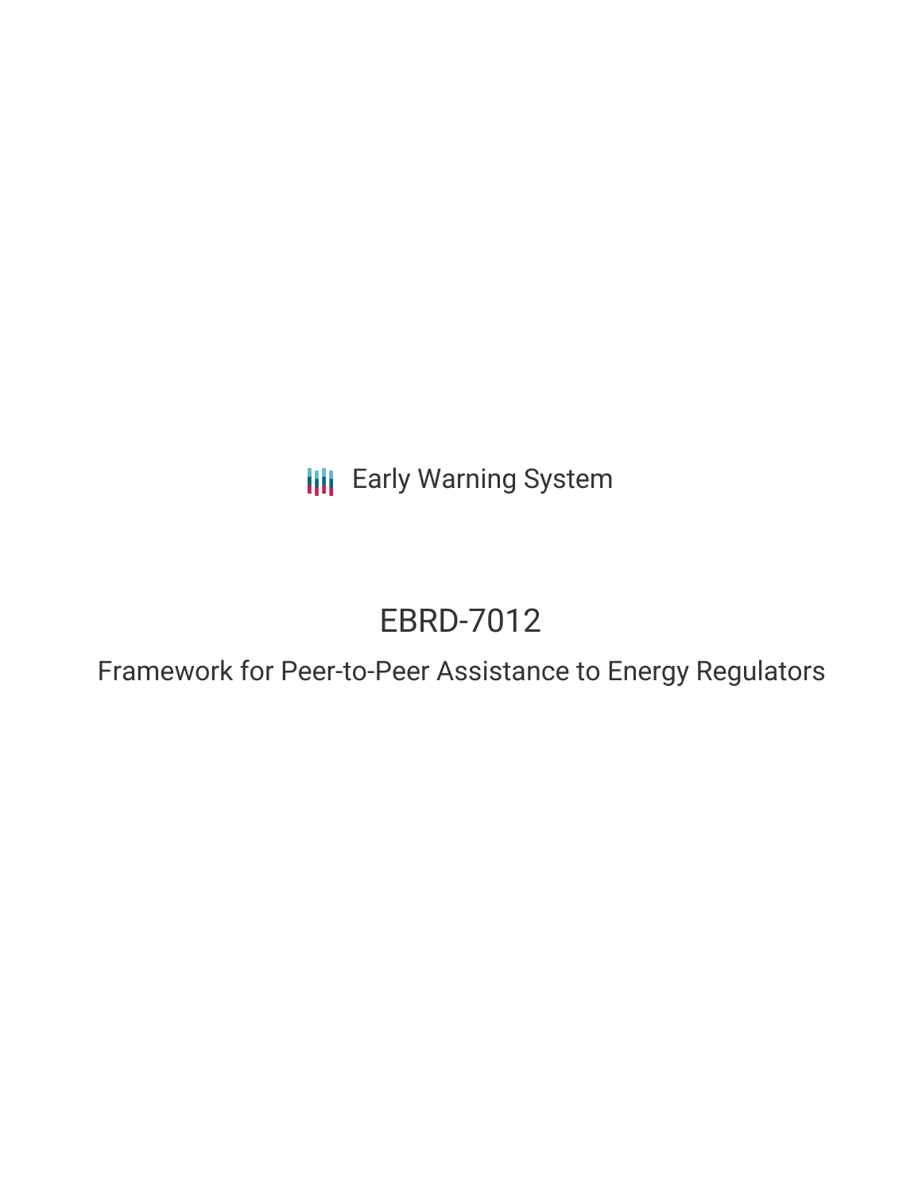Early Warning System

# EBRD-7012

## Framework for Peer-to-Peer Assistance to Energy Regulators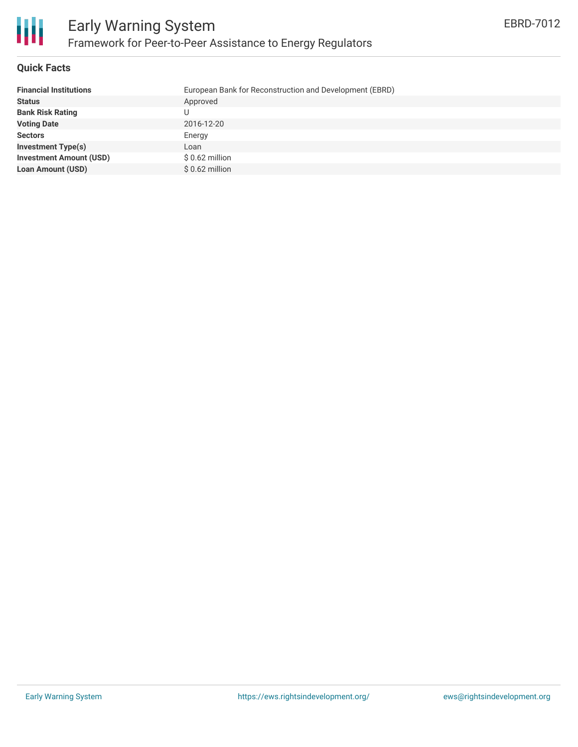# Early Warning System

## Framework for Peer-to-Peer Assistance to Energy Regulators

EBRD-7012

### Quick Facts

| | |
|---|---|
| **Financial Institutions** | European Bank for Reconstruction and Development (EBRD) |
| **Status** | Approved |
| **Bank Risk Rating** | U |
| **Voting Date** | 2016-12-20 |
| **Sectors** | Energy |
| **Investment Type(s)** | Loan |
| **Investment Amount (USD)** | $ 0.62 million |
| **Loan Amount (USD)** | $ 0.62 million |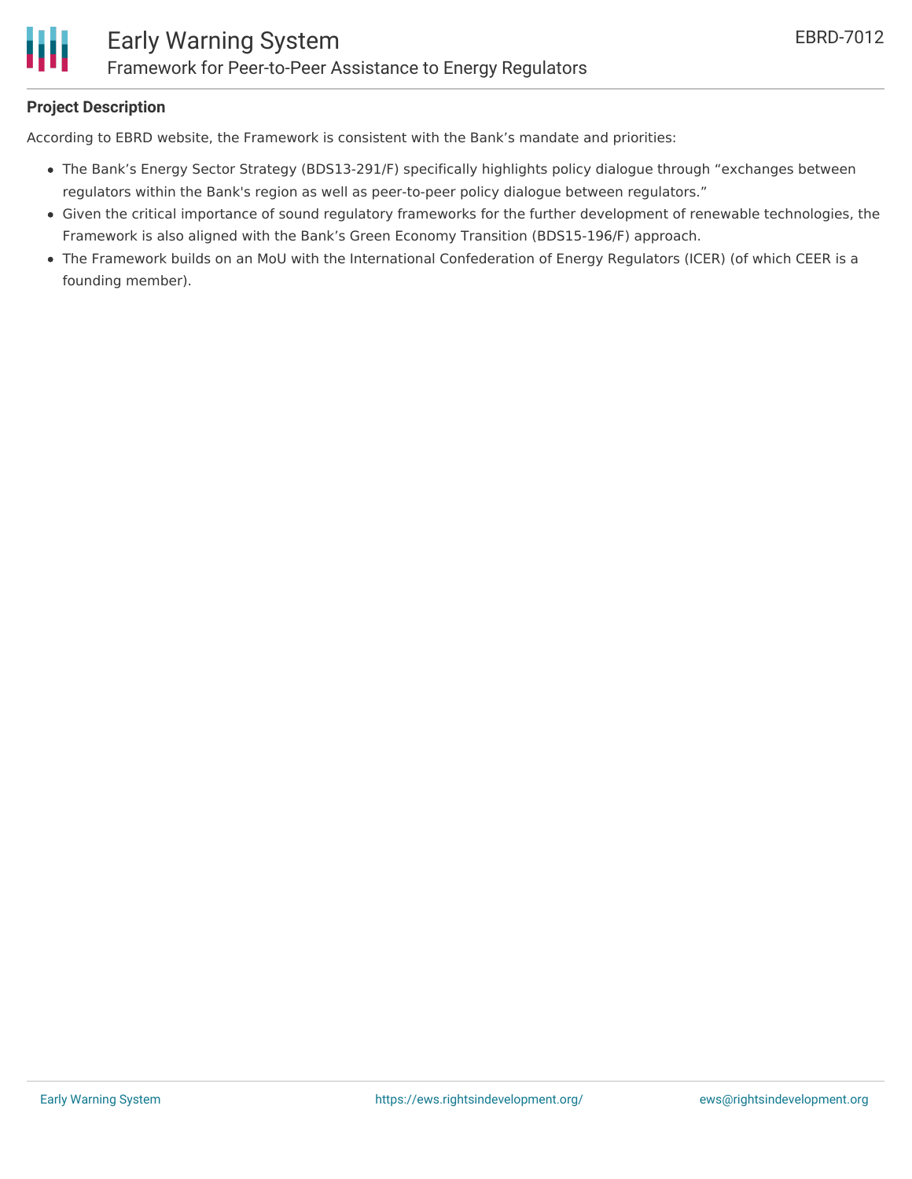## Project Description

According to EBRD website, the Framework is consistent with the Bank's mandate and priorities:

- The Bank's Energy Sector Strategy (BDS13-291/F) specifically highlights policy dialogue through "exchanges between regulators within the Bank's region as well as peer-to-peer policy dialogue between regulators."
- Given the critical importance of sound regulatory frameworks for the further development of renewable technologies, the Framework is also aligned with the Bank's Green Economy Transition (BDS15-196/F) approach.
- The Framework builds on an MoU with the International Confederation of Energy Regulators (ICER) (of which CEER is a founding member).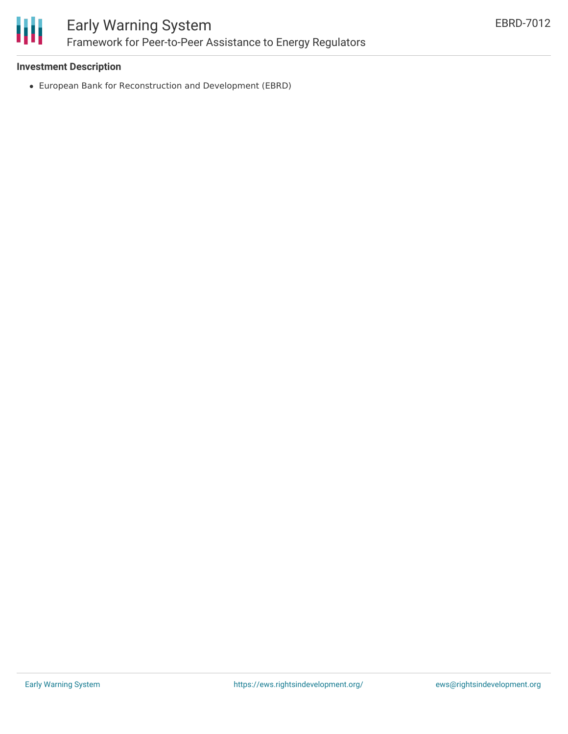### Investment Description

- European Bank for Reconstruction and Development (EBRD)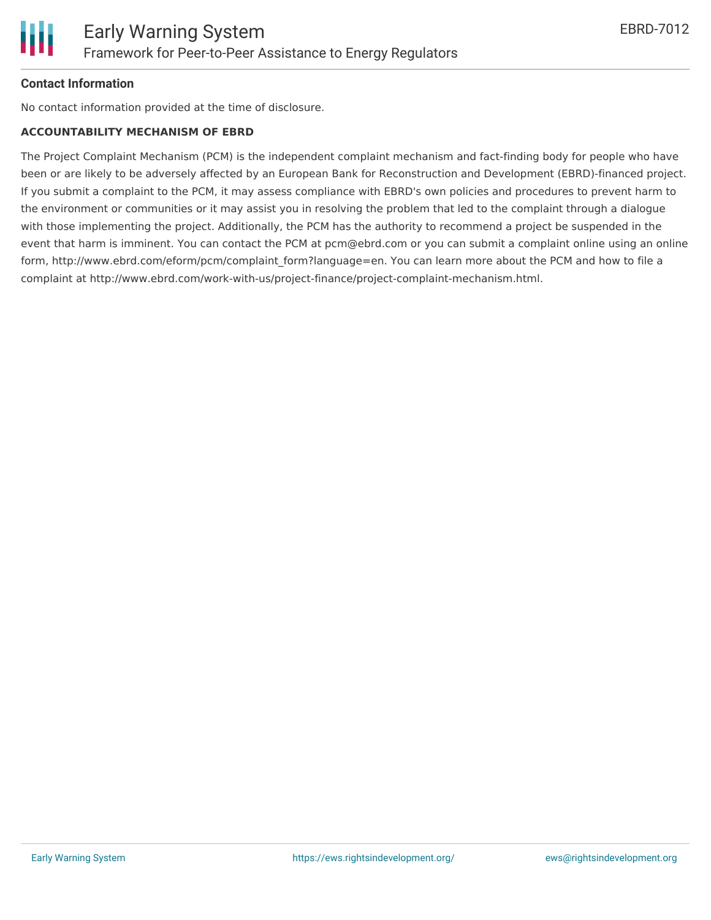**Contact Information**

No contact information provided at the time of disclosure.

**ACCOUNTABILITY MECHANISM OF EBRD**

The Project Complaint Mechanism (PCM) is the independent complaint mechanism and fact-finding body for people who have been or are likely to be adversely affected by an European Bank for Reconstruction and Development (EBRD)-financed project. If you submit a complaint to the PCM, it may assess compliance with EBRD's own policies and procedures to prevent harm to the environment or communities or it may assist you in resolving the problem that led to the complaint through a dialogue with those implementing the project. Additionally, the PCM has the authority to recommend a project be suspended in the event that harm is imminent. You can contact the PCM at pcm@ebrd.com or you can submit a complaint online using an online form, http://www.ebrd.com/eform/pcm/complaint_form?language=en. You can learn more about the PCM and how to file a complaint at http://www.ebrd.com/work-with-us/project-finance/project-complaint-mechanism.html.